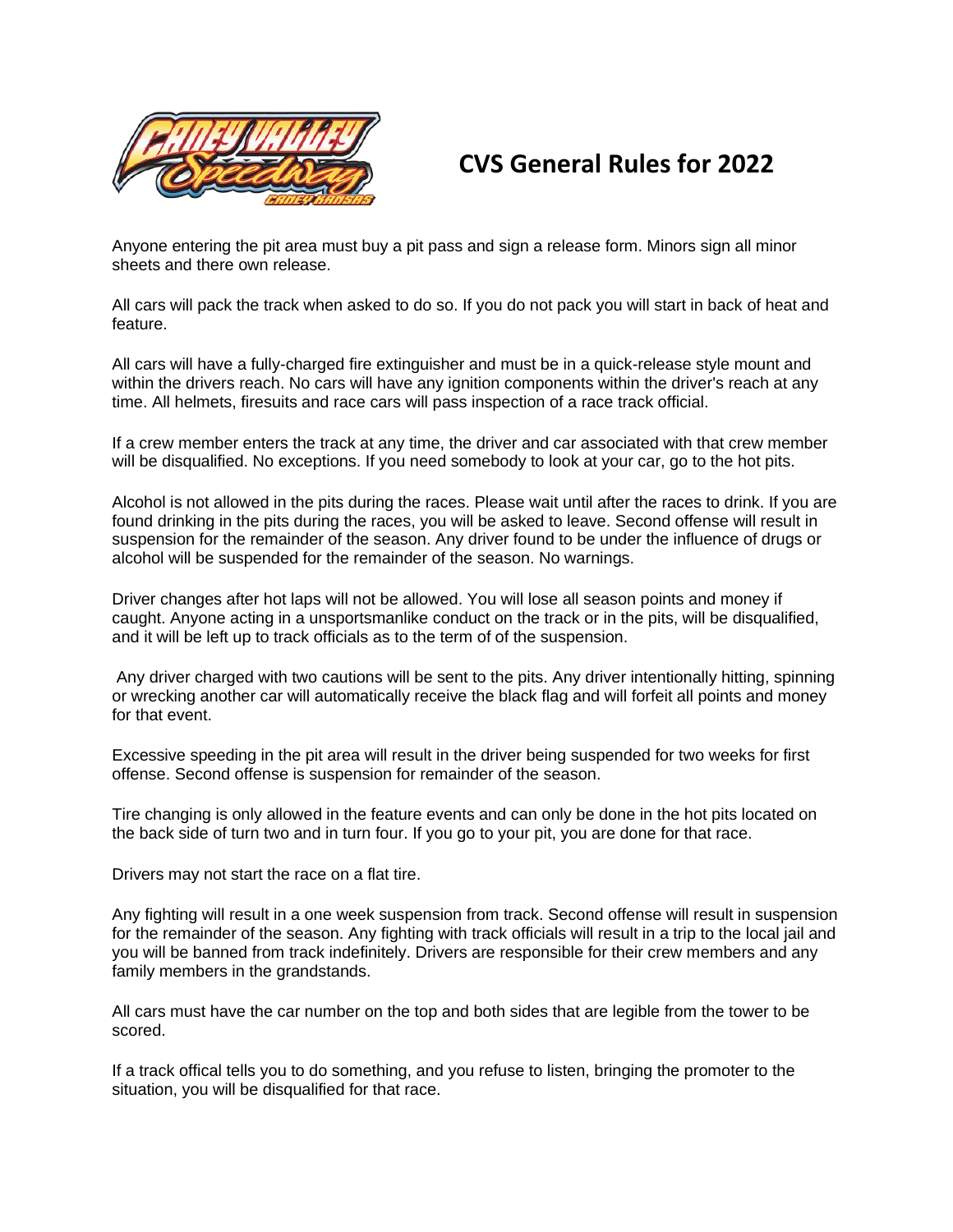# CVS General Rules for 2022

Anyone entering the pit area must buy a pit pass and sign a release form. Minors sign all minor sheets and there own release.

All cars will pack the track when asked to do so. If you do not pack you will start in back of heat and feature.

All cars will have a fully-charged fire extinguisher and must be in a quick-release style mount and within the drivers reach. No cars will have any ignition components within the driver's reach at any time. All helmets, firesuits and race cars will pass inspection of a race track official.

If a crew member enters the track at any time, the driver and car associated with that crew member will be disqualified. No exceptions. If you need somebody to look at your car, go to the hot pits.

Alcohol is not allowed in the pits during the races. Please wait until after the races to drink. If you are found drinking in the pits during the races, you will be asked to leave. Second offense will result in suspension for the remainder of the season. Any driver found to be under the influence of drugs or alcohol will be suspended for the remainder of the season. No warnings.

Driver changes after hot laps will not be allowed. You will lose all season points and money if caught. Anyone acting in a unsportsmanlike conduct on the track or in the pits, will be disqualified, and it will be left up to track officials as to the term of of the suspension.

Any driver charged with two cautions will be sent to the pits. Any driver intentionally hitting, spinning or wrecking another car will automatically receive the black flag and will forfeit all points and money for that event.

Excessive speeding in the pit area will result in the driver being suspended for two weeks for first offense. Second offense is suspension for remainder of the season.

Tire changing is only allowed in the feature events and can only be done in the hot pits located on the back side of turn two and in turn four. If you go to your pit, you are done for that race.

Drivers may not start the race on a flat tire.

Any fighting will result in a one week suspension from track. Second offense will result in suspension for the remainder of the season. Any fighting with track officials will result in a trip to the local jail and you will be banned from track indefinitely. Drivers are responsible for their crew members and any family members in the grandstands.

All cars must have the car number on the top and both sides that are legible from the tower to be scored.

If a track offical tells you to do something, and you refuse to listen, bringing the promoter to the situation, you will be disqualified for that race.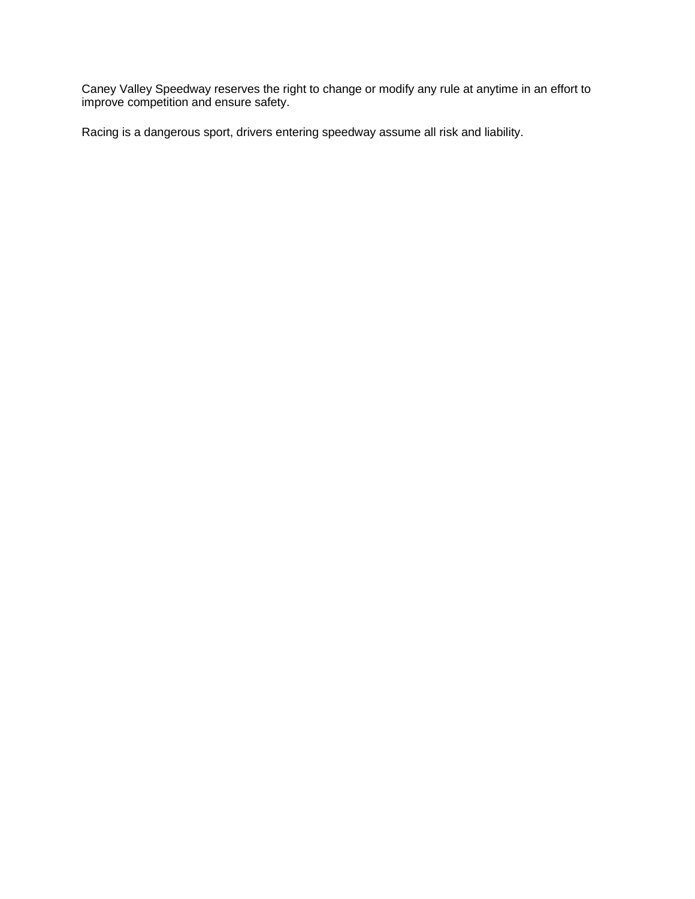Caney Valley Speedway reserves the right to change or modify any rule at anytime in an effort to improve competition and ensure safety.

Racing is a dangerous sport, drivers entering speedway assume all risk and liability.